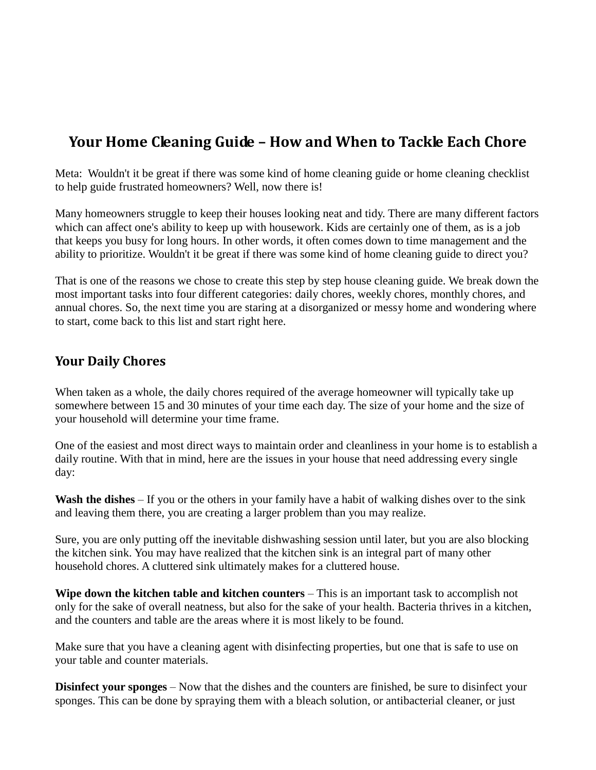# Your Home Cleaning Guide – How and When to Tackle Each Chore

Meta: Wouldn't it be great if there was some kind of home cleaning guide or home cleaning checklist to help guide frustrated homeowners? Well, now there is!

Many homeowners struggle to keep their houses looking neat and tidy. There are many different factors which can affect one's ability to keep up with housework. Kids are certainly one of them, as is a job that keeps you busy for long hours. In other words, it often comes down to time management and the ability to prioritize. Wouldn't it be great if there was some kind of home cleaning guide to direct you?

That is one of the reasons we chose to create this step by step house cleaning guide. We break down the most important tasks into four different categories: daily chores, weekly chores, monthly chores, and annual chores. So, the next time you are staring at a disorganized or messy home and wondering where to start, come back to this list and start right here.

## Your Daily Chores

When taken as a whole, the daily chores required of the average homeowner will typically take up somewhere between 15 and 30 minutes of your time each day. The size of your home and the size of your household will determine your time frame.

One of the easiest and most direct ways to maintain order and cleanliness in your home is to establish a daily routine. With that in mind, here are the issues in your house that need addressing every single day:

**Wash the dishes** – If you or the others in your family have a habit of walking dishes over to the sink and leaving them there, you are creating a larger problem than you may realize.

Sure, you are only putting off the inevitable dishwashing session until later, but you are also blocking the kitchen sink. You may have realized that the kitchen sink is an integral part of many other household chores. A cluttered sink ultimately makes for a cluttered house.

**Wipe down the kitchen table and kitchen counters** – This is an important task to accomplish not only for the sake of overall neatness, but also for the sake of your health. Bacteria thrives in a kitchen, and the counters and table are the areas where it is most likely to be found.

Make sure that you have a cleaning agent with disinfecting properties, but one that is safe to use on your table and counter materials.

**Disinfect your sponges** – Now that the dishes and the counters are finished, be sure to disinfect your sponges. This can be done by spraying them with a bleach solution, or antibacterial cleaner, or just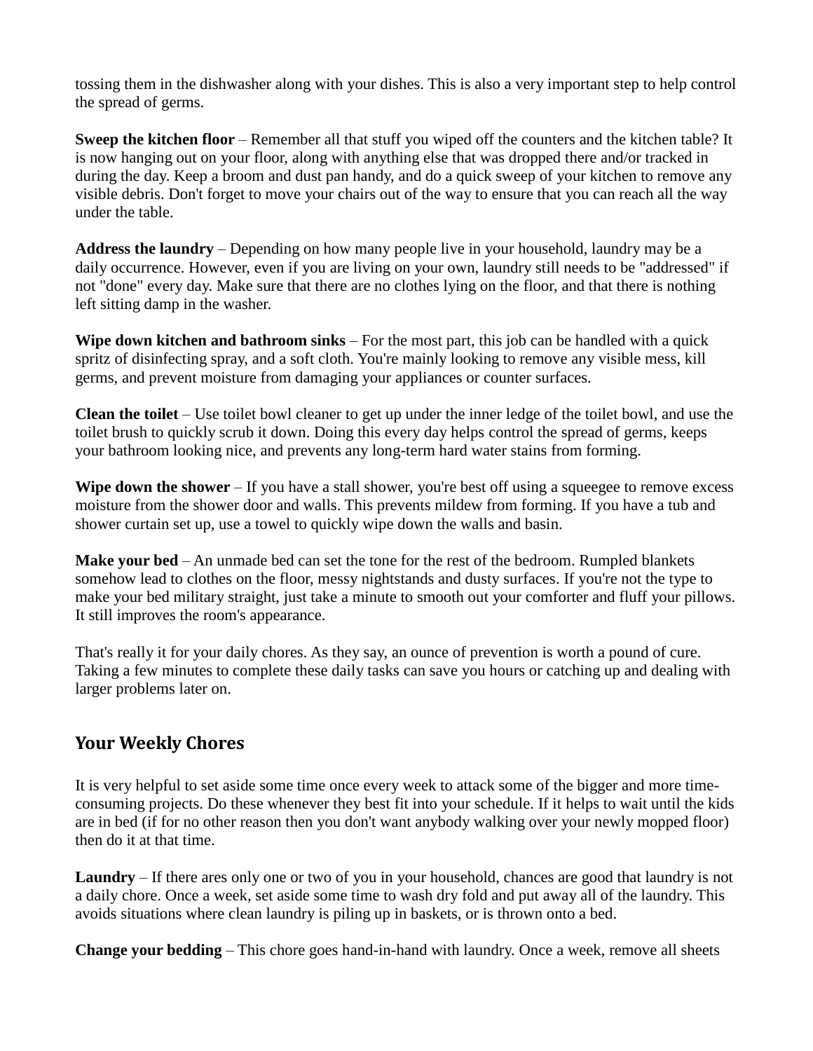tossing them in the dishwasher along with your dishes. This is also a very important step to help control the spread of germs.

**Sweep the kitchen floor** – Remember all that stuff you wiped off the counters and the kitchen table? It is now hanging out on your floor, along with anything else that was dropped there and/or tracked in during the day. Keep a broom and dust pan handy, and do a quick sweep of your kitchen to remove any visible debris. Don't forget to move your chairs out of the way to ensure that you can reach all the way under the table.

**Address the laundry** – Depending on how many people live in your household, laundry may be a daily occurrence. However, even if you are living on your own, laundry still needs to be "addressed" if not "done" every day. Make sure that there are no clothes lying on the floor, and that there is nothing left sitting damp in the washer.

**Wipe down kitchen and bathroom sinks** – For the most part, this job can be handled with a quick spritz of disinfecting spray, and a soft cloth. You're mainly looking to remove any visible mess, kill germs, and prevent moisture from damaging your appliances or counter surfaces.

**Clean the toilet** – Use toilet bowl cleaner to get up under the inner ledge of the toilet bowl, and use the toilet brush to quickly scrub it down. Doing this every day helps control the spread of germs, keeps your bathroom looking nice, and prevents any long-term hard water stains from forming.

**Wipe down the shower** – If you have a stall shower, you're best off using a squeegee to remove excess moisture from the shower door and walls. This prevents mildew from forming. If you have a tub and shower curtain set up, use a towel to quickly wipe down the walls and basin.

**Make your bed** – An unmade bed can set the tone for the rest of the bedroom. Rumpled blankets somehow lead to clothes on the floor, messy nightstands and dusty surfaces. If you're not the type to make your bed military straight, just take a minute to smooth out your comforter and fluff your pillows. It still improves the room's appearance.

That's really it for your daily chores. As they say, an ounce of prevention is worth a pound of cure. Taking a few minutes to complete these daily tasks can save you hours or catching up and dealing with larger problems later on.

## Your Weekly Chores

It is very helpful to set aside some time once every week to attack some of the bigger and more time-consuming projects. Do these whenever they best fit into your schedule. If it helps to wait until the kids are in bed (if for no other reason then you don't want anybody walking over your newly mopped floor) then do it at that time.

**Laundry** – If there ares only one or two of you in your household, chances are good that laundry is not a daily chore. Once a week, set aside some time to wash dry fold and put away all of the laundry. This avoids situations where clean laundry is piling up in baskets, or is thrown onto a bed.

**Change your bedding** – This chore goes hand-in-hand with laundry. Once a week, remove all sheets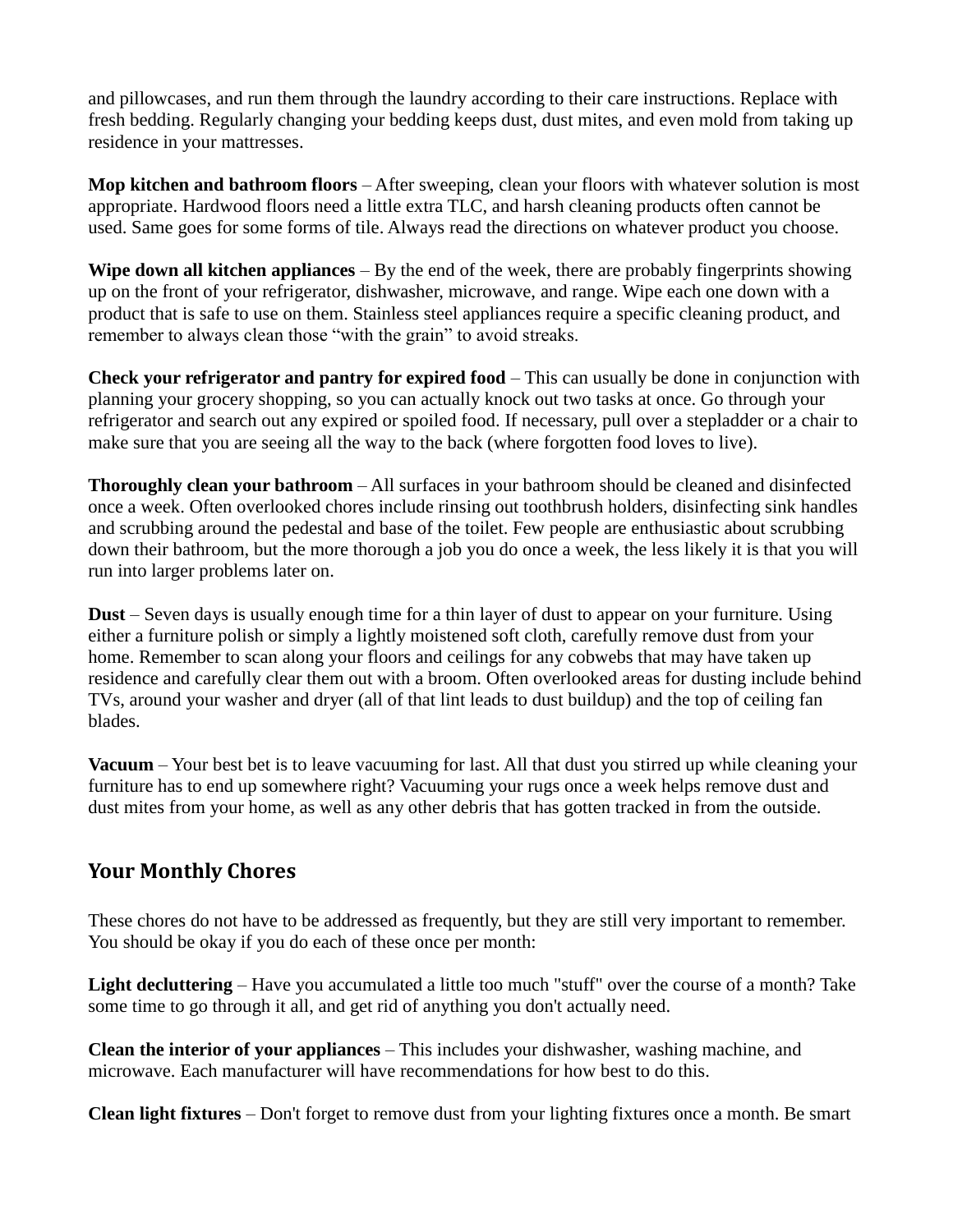and pillowcases, and run them through the laundry according to their care instructions. Replace with fresh bedding. Regularly changing your bedding keeps dust, dust mites, and even mold from taking up residence in your mattresses.

**Mop kitchen and bathroom floors** – After sweeping, clean your floors with whatever solution is most appropriate. Hardwood floors need a little extra TLC, and harsh cleaning products often cannot be used. Same goes for some forms of tile. Always read the directions on whatever product you choose.

**Wipe down all kitchen appliances** – By the end of the week, there are probably fingerprints showing up on the front of your refrigerator, dishwasher, microwave, and range. Wipe each one down with a product that is safe to use on them. Stainless steel appliances require a specific cleaning product, and remember to always clean those "with the grain" to avoid streaks.

**Check your refrigerator and pantry for expired food** – This can usually be done in conjunction with planning your grocery shopping, so you can actually knock out two tasks at once. Go through your refrigerator and search out any expired or spoiled food. If necessary, pull over a stepladder or a chair to make sure that you are seeing all the way to the back (where forgotten food loves to live).

**Thoroughly clean your bathroom** – All surfaces in your bathroom should be cleaned and disinfected once a week. Often overlooked chores include rinsing out toothbrush holders, disinfecting sink handles and scrubbing around the pedestal and base of the toilet. Few people are enthusiastic about scrubbing down their bathroom, but the more thorough a job you do once a week, the less likely it is that you will run into larger problems later on.

**Dust** – Seven days is usually enough time for a thin layer of dust to appear on your furniture. Using either a furniture polish or simply a lightly moistened soft cloth, carefully remove dust from your home. Remember to scan along your floors and ceilings for any cobwebs that may have taken up residence and carefully clear them out with a broom. Often overlooked areas for dusting include behind TVs, around your washer and dryer (all of that lint leads to dust buildup) and the top of ceiling fan blades.

**Vacuum** – Your best bet is to leave vacuuming for last. All that dust you stirred up while cleaning your furniture has to end up somewhere right? Vacuuming your rugs once a week helps remove dust and dust mites from your home, as well as any other debris that has gotten tracked in from the outside.

## Your Monthly Chores

These chores do not have to be addressed as frequently, but they are still very important to remember. You should be okay if you do each of these once per month:

**Light decluttering** – Have you accumulated a little too much "stuff" over the course of a month? Take some time to go through it all, and get rid of anything you don't actually need.

**Clean the interior of your appliances** – This includes your dishwasher, washing machine, and microwave. Each manufacturer will have recommendations for how best to do this.

**Clean light fixtures** – Don't forget to remove dust from your lighting fixtures once a month. Be smart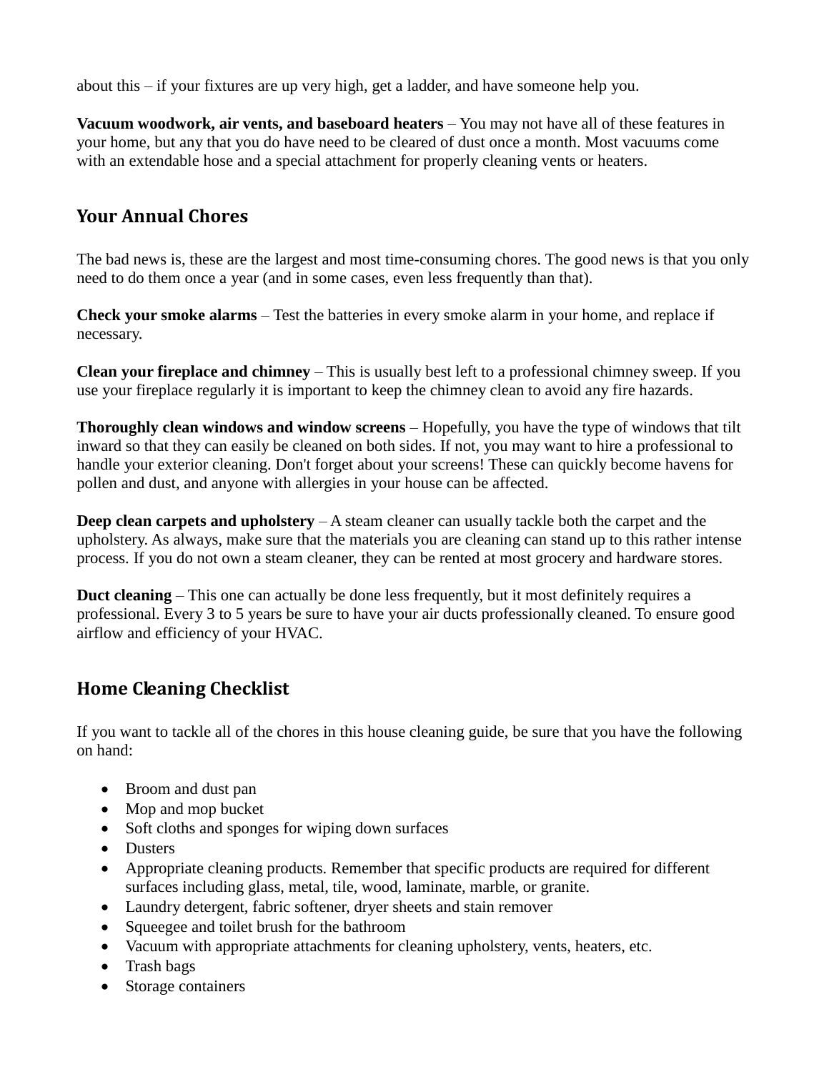about this – if your fixtures are up very high, get a ladder, and have someone help you.

**Vacuum woodwork, air vents, and baseboard heaters** – You may not have all of these features in your home, but any that you do have need to be cleared of dust once a month. Most vacuums come with an extendable hose and a special attachment for properly cleaning vents or heaters.

## Your Annual Chores

The bad news is, these are the largest and most time-consuming chores. The good news is that you only need to do them once a year (and in some cases, even less frequently than that).

**Check your smoke alarms** – Test the batteries in every smoke alarm in your home, and replace if necessary.

**Clean your fireplace and chimney** – This is usually best left to a professional chimney sweep. If you use your fireplace regularly it is important to keep the chimney clean to avoid any fire hazards.

**Thoroughly clean windows and window screens** – Hopefully, you have the type of windows that tilt inward so that they can easily be cleaned on both sides. If not, you may want to hire a professional to handle your exterior cleaning. Don't forget about your screens! These can quickly become havens for pollen and dust, and anyone with allergies in your house can be affected.

**Deep clean carpets and upholstery** – A steam cleaner can usually tackle both the carpet and the upholstery. As always, make sure that the materials you are cleaning can stand up to this rather intense process. If you do not own a steam cleaner, they can be rented at most grocery and hardware stores.

**Duct cleaning** – This one can actually be done less frequently, but it most definitely requires a professional. Every 3 to 5 years be sure to have your air ducts professionally cleaned. To ensure good airflow and efficiency of your HVAC.

## Home Cleaning Checklist

If you want to tackle all of the chores in this house cleaning guide, be sure that you have the following on hand:

- Broom and dust pan
- Mop and mop bucket
- Soft cloths and sponges for wiping down surfaces
- Dusters
- Appropriate cleaning products. Remember that specific products are required for different surfaces including glass, metal, tile, wood, laminate, marble, or granite.
- Laundry detergent, fabric softener, dryer sheets and stain remover
- Squeegee and toilet brush for the bathroom
- Vacuum with appropriate attachments for cleaning upholstery, vents, heaters, etc.
- Trash bags
- Storage containers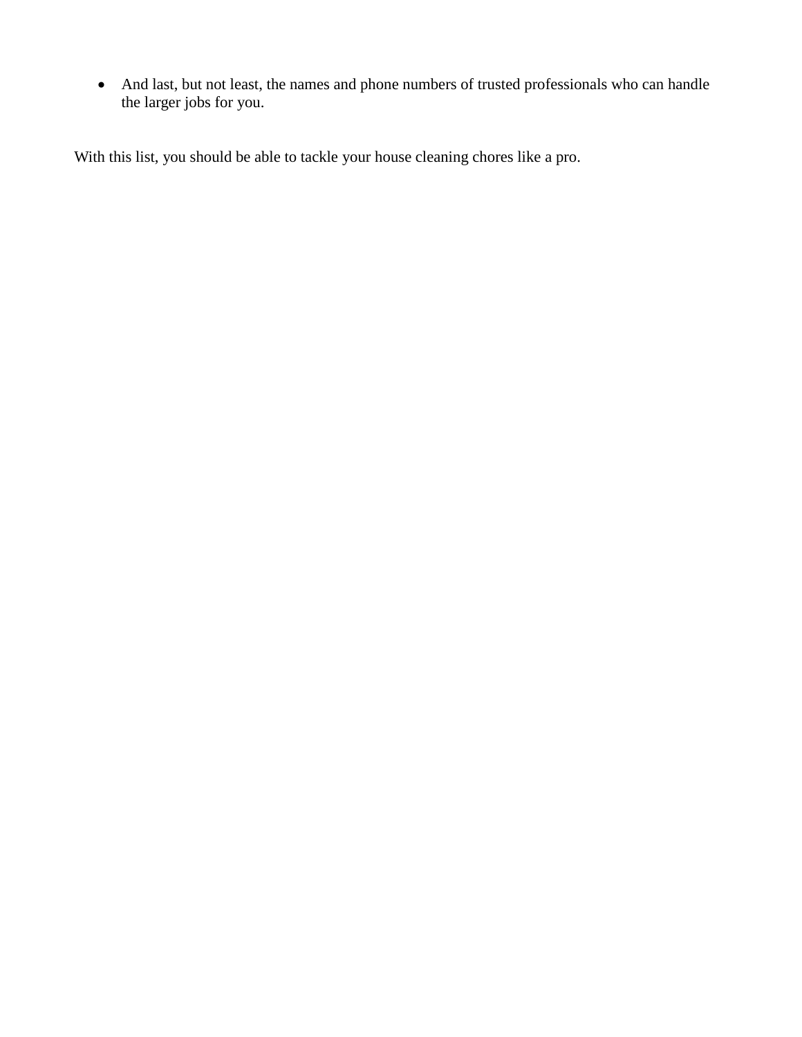- And last, but not least, the names and phone numbers of trusted professionals who can handle the larger jobs for you.

With this list, you should be able to tackle your house cleaning chores like a pro.